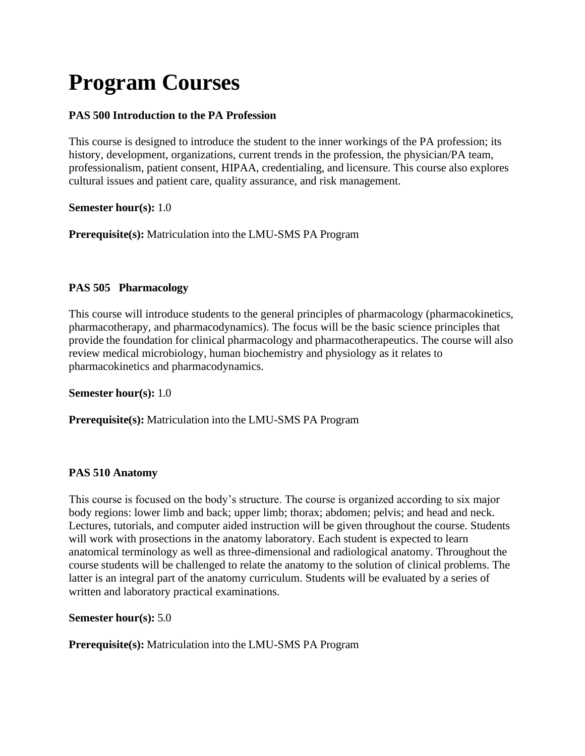# Program Courses

**PAS 500 Introduction to the PA Profession**

This course is designed to introduce the student to the inner workings of the PA profession; its history, development, organizations, current trends in the profession, the physician/PA team, professionalism, patient consent, HIPAA, credentialing, and licensure. This course also explores cultural issues and patient care, quality assurance, and risk management.

**Semester hour(s):** 1.0

**Prerequisite(s):** Matriculation into the LMU-SMS PA Program

**PAS 505 Pharmacology**

This course will introduce students to the general principles of pharmacology (pharmacokinetics, pharmacotherapy, and pharmacodynamics). The focus will be the basic science principles that provide the foundation for clinical pharmacology and pharmacotherapeutics. The course will also review medical microbiology, human biochemistry and physiology as it relates to pharmacokinetics and pharmacodynamics.

**Semester hour(s):** 1.0

**Prerequisite(s):** Matriculation into the LMU-SMS PA Program

**PAS 510 Anatomy**

This course is focused on the body's structure. The course is organized according to six major body regions: lower limb and back; upper limb; thorax; abdomen; pelvis; and head and neck. Lectures, tutorials, and computer aided instruction will be given throughout the course. Students will work with prosections in the anatomy laboratory. Each student is expected to learn anatomical terminology as well as three-dimensional and radiological anatomy. Throughout the course students will be challenged to relate the anatomy to the solution of clinical problems. The latter is an integral part of the anatomy curriculum. Students will be evaluated by a series of written and laboratory practical examinations.

**Semester hour(s):** 5.0

**Prerequisite(s):** Matriculation into the LMU-SMS PA Program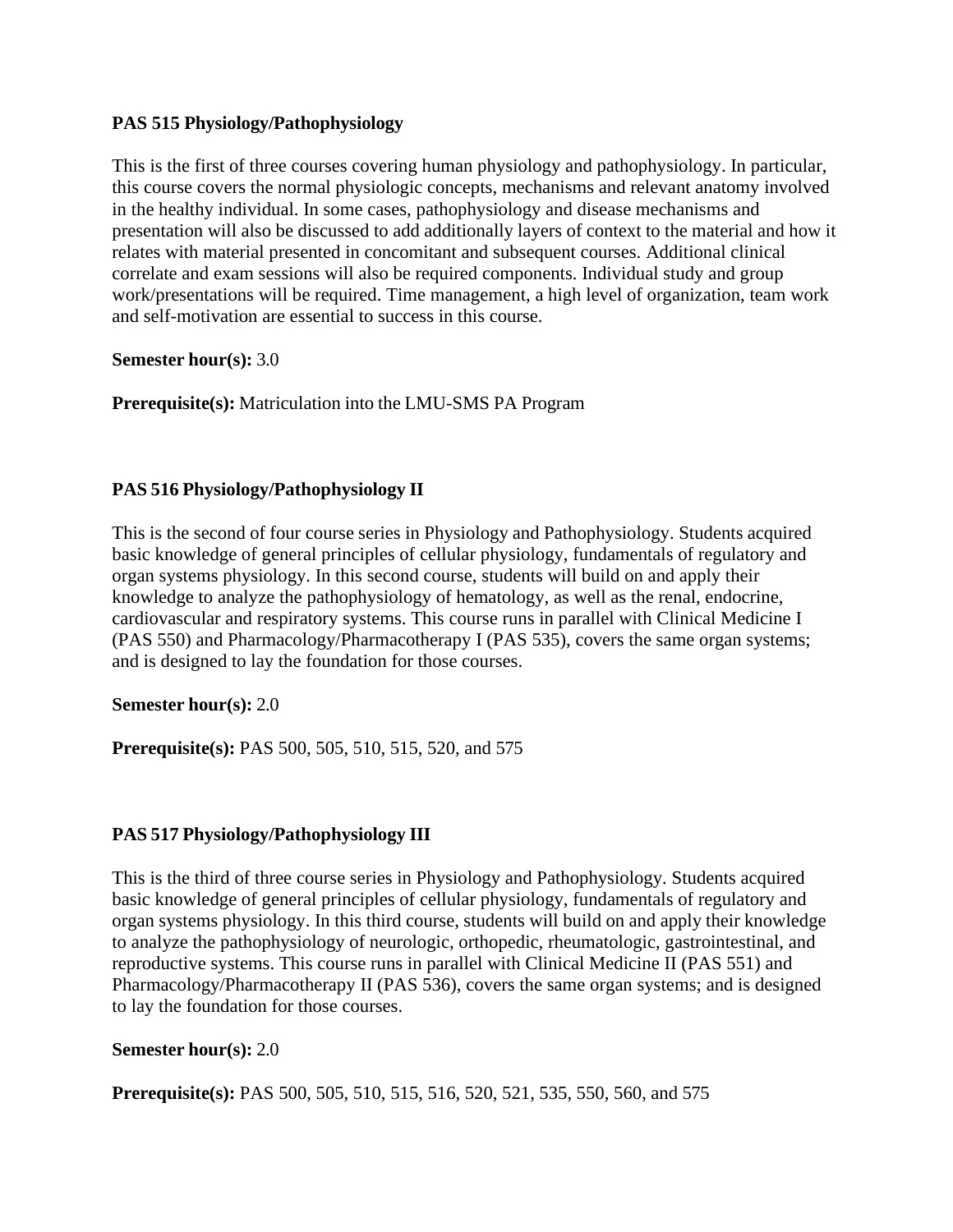### PAS 515 Physiology/Pathophysiology

This is the first of three courses covering human physiology and pathophysiology. In particular, this course covers the normal physiologic concepts, mechanisms and relevant anatomy involved in the healthy individual. In some cases, pathophysiology and disease mechanisms and presentation will also be discussed to add additionally layers of context to the material and how it relates with material presented in concomitant and subsequent courses. Additional clinical correlate and exam sessions will also be required components. Individual study and group work/presentations will be required. Time management, a high level of organization, team work and self-motivation are essential to success in this course.

**Semester hour(s):** 3.0

**Prerequisite(s):** Matriculation into the LMU-SMS PA Program

### PAS 516 Physiology/Pathophysiology II

This is the second of four course series in Physiology and Pathophysiology. Students acquired basic knowledge of general principles of cellular physiology, fundamentals of regulatory and organ systems physiology. In this second course, students will build on and apply their knowledge to analyze the pathophysiology of hematology, as well as the renal, endocrine, cardiovascular and respiratory systems. This course runs in parallel with Clinical Medicine I (PAS 550) and Pharmacology/Pharmacotherapy I (PAS 535), covers the same organ systems; and is designed to lay the foundation for those courses.

**Semester hour(s):** 2.0

**Prerequisite(s):** PAS 500, 505, 510, 515, 520, and 575

### PAS 517 Physiology/Pathophysiology III

This is the third of three course series in Physiology and Pathophysiology. Students acquired basic knowledge of general principles of cellular physiology, fundamentals of regulatory and organ systems physiology. In this third course, students will build on and apply their knowledge to analyze the pathophysiology of neurologic, orthopedic, rheumatologic, gastrointestinal, and reproductive systems. This course runs in parallel with Clinical Medicine II (PAS 551) and Pharmacology/Pharmacotherapy II (PAS 536), covers the same organ systems; and is designed to lay the foundation for those courses.

**Semester hour(s):** 2.0

**Prerequisite(s):** PAS 500, 505, 510, 515, 516, 520, 521, 535, 550, 560, and 575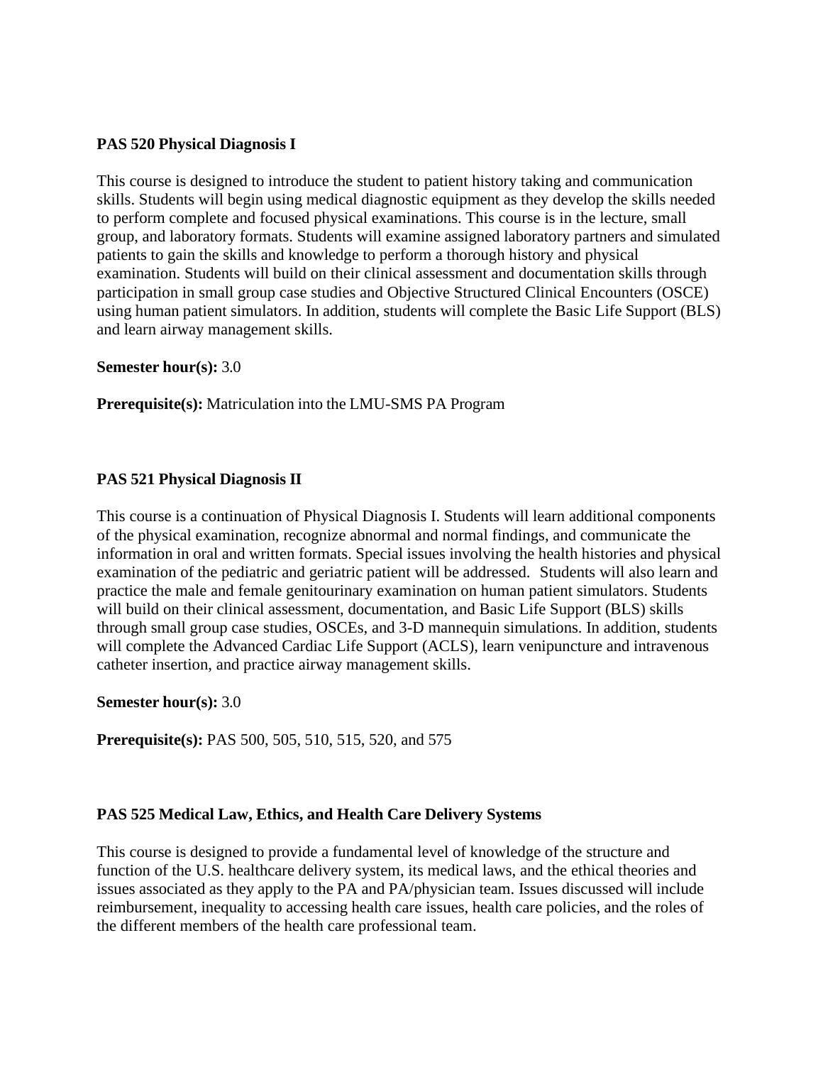**PAS 520 Physical Diagnosis I**

This course is designed to introduce the student to patient history taking and communication skills. Students will begin using medical diagnostic equipment as they develop the skills needed to perform complete and focused physical examinations. This course is in the lecture, small group, and laboratory formats. Students will examine assigned laboratory partners and simulated patients to gain the skills and knowledge to perform a thorough history and physical examination. Students will build on their clinical assessment and documentation skills through participation in small group case studies and Objective Structured Clinical Encounters (OSCE) using human patient simulators. In addition, students will complete the Basic Life Support (BLS) and learn airway management skills.

**Semester hour(s):** 3.0

**Prerequisite(s):** Matriculation into the LMU-SMS PA Program

**PAS 521 Physical Diagnosis II**

This course is a continuation of Physical Diagnosis I. Students will learn additional components of the physical examination, recognize abnormal and normal findings, and communicate the information in oral and written formats. Special issues involving the health histories and physical examination of the pediatric and geriatric patient will be addressed. Students will also learn and practice the male and female genitourinary examination on human patient simulators. Students will build on their clinical assessment, documentation, and Basic Life Support (BLS) skills through small group case studies, OSCEs, and 3-D mannequin simulations. In addition, students will complete the Advanced Cardiac Life Support (ACLS), learn venipuncture and intravenous catheter insertion, and practice airway management skills.

**Semester hour(s):** 3.0

**Prerequisite(s):** PAS 500, 505, 510, 515, 520, and 575

**PAS 525 Medical Law, Ethics, and Health Care Delivery Systems**

This course is designed to provide a fundamental level of knowledge of the structure and function of the U.S. healthcare delivery system, its medical laws, and the ethical theories and issues associated as they apply to the PA and PA/physician team. Issues discussed will include reimbursement, inequality to accessing health care issues, health care policies, and the roles of the different members of the health care professional team.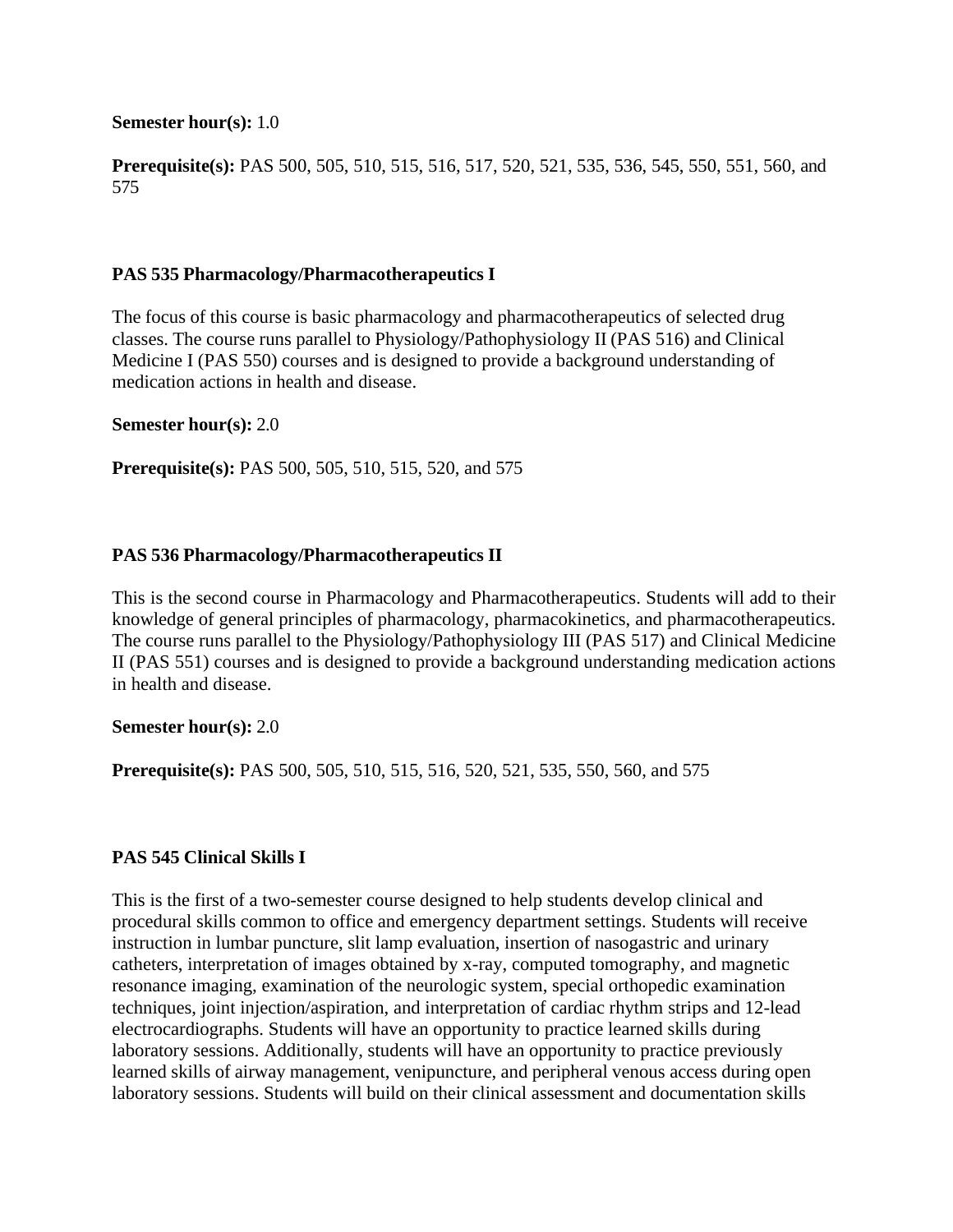**Semester hour(s):** 1.0

**Prerequisite(s):** PAS 500, 505, 510, 515, 516, 517, 520, 521, 535, 536, 545, 550, 551, 560, and 575

### PAS 535 Pharmacology/Pharmacotherapeutics I

The focus of this course is basic pharmacology and pharmacotherapeutics of selected drug classes. The course runs parallel to Physiology/Pathophysiology II (PAS 516) and Clinical Medicine I (PAS 550) courses and is designed to provide a background understanding of medication actions in health and disease.

**Semester hour(s):** 2.0

**Prerequisite(s):** PAS 500, 505, 510, 515, 520, and 575

### PAS 536 Pharmacology/Pharmacotherapeutics II

This is the second course in Pharmacology and Pharmacotherapeutics. Students will add to their knowledge of general principles of pharmacology, pharmacokinetics, and pharmacotherapeutics. The course runs parallel to the Physiology/Pathophysiology III (PAS 517) and Clinical Medicine II (PAS 551) courses and is designed to provide a background understanding medication actions in health and disease.

**Semester hour(s):** 2.0

**Prerequisite(s):** PAS 500, 505, 510, 515, 516, 520, 521, 535, 550, 560, and 575

### PAS 545 Clinical Skills I

This is the first of a two-semester course designed to help students develop clinical and procedural skills common to office and emergency department settings. Students will receive instruction in lumbar puncture, slit lamp evaluation, insertion of nasogastric and urinary catheters, interpretation of images obtained by x-ray, computed tomography, and magnetic resonance imaging, examination of the neurologic system, special orthopedic examination techniques, joint injection/aspiration, and interpretation of cardiac rhythm strips and 12-lead electrocardiographs. Students will have an opportunity to practice learned skills during laboratory sessions. Additionally, students will have an opportunity to practice previously learned skills of airway management, venipuncture, and peripheral venous access during open laboratory sessions. Students will build on their clinical assessment and documentation skills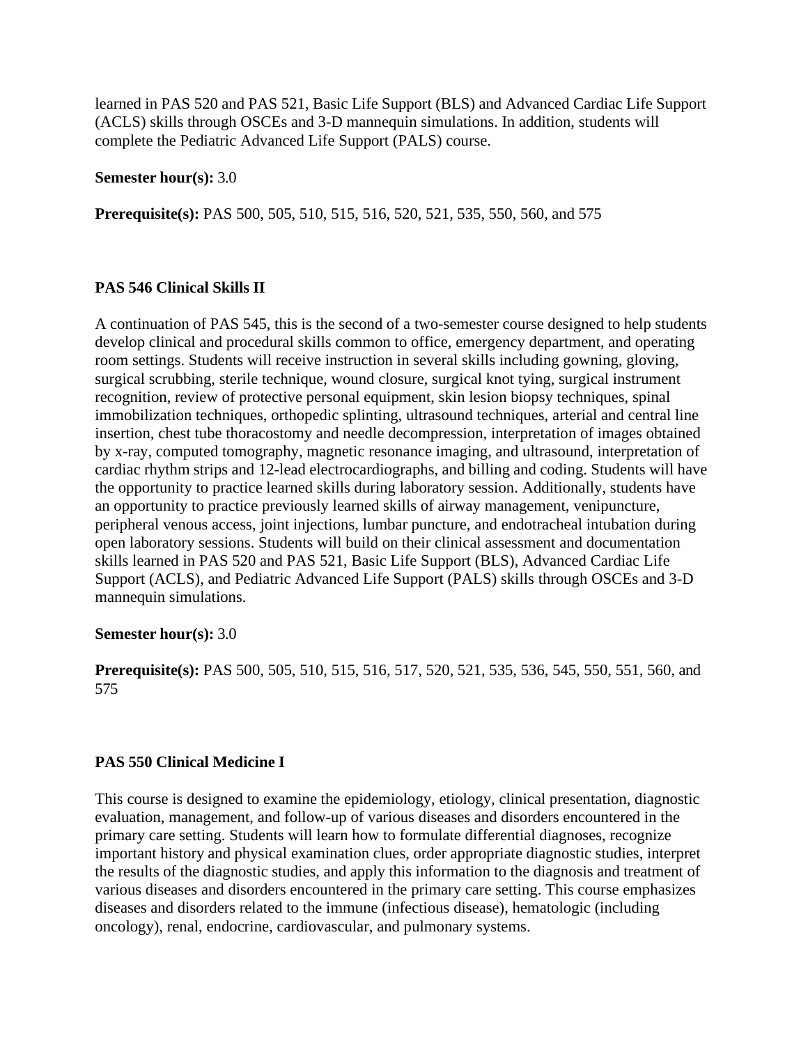learned in PAS 520 and PAS 521, Basic Life Support (BLS) and Advanced Cardiac Life Support (ACLS) skills through OSCEs and 3-D mannequin simulations. In addition, students will complete the Pediatric Advanced Life Support (PALS) course.

**Semester hour(s):** 3.0

**Prerequisite(s):** PAS 500, 505, 510, 515, 516, 520, 521, 535, 550, 560, and 575

### PAS 546 Clinical Skills II

A continuation of PAS 545, this is the second of a two-semester course designed to help students develop clinical and procedural skills common to office, emergency department, and operating room settings. Students will receive instruction in several skills including gowning, gloving, surgical scrubbing, sterile technique, wound closure, surgical knot tying, surgical instrument recognition, review of protective personal equipment, skin lesion biopsy techniques, spinal immobilization techniques, orthopedic splinting, ultrasound techniques, arterial and central line insertion, chest tube thoracostomy and needle decompression, interpretation of images obtained by x-ray, computed tomography, magnetic resonance imaging, and ultrasound, interpretation of cardiac rhythm strips and 12-lead electrocardiographs, and billing and coding. Students will have the opportunity to practice learned skills during laboratory session. Additionally, students have an opportunity to practice previously learned skills of airway management, venipuncture, peripheral venous access, joint injections, lumbar puncture, and endotracheal intubation during open laboratory sessions. Students will build on their clinical assessment and documentation skills learned in PAS 520 and PAS 521, Basic Life Support (BLS), Advanced Cardiac Life Support (ACLS), and Pediatric Advanced Life Support (PALS) skills through OSCEs and 3-D mannequin simulations.

**Semester hour(s):** 3.0

**Prerequisite(s):** PAS 500, 505, 510, 515, 516, 517, 520, 521, 535, 536, 545, 550, 551, 560, and 575

### PAS 550 Clinical Medicine I

This course is designed to examine the epidemiology, etiology, clinical presentation, diagnostic evaluation, management, and follow-up of various diseases and disorders encountered in the primary care setting. Students will learn how to formulate differential diagnoses, recognize important history and physical examination clues, order appropriate diagnostic studies, interpret the results of the diagnostic studies, and apply this information to the diagnosis and treatment of various diseases and disorders encountered in the primary care setting. This course emphasizes diseases and disorders related to the immune (infectious disease), hematologic (including oncology), renal, endocrine, cardiovascular, and pulmonary systems.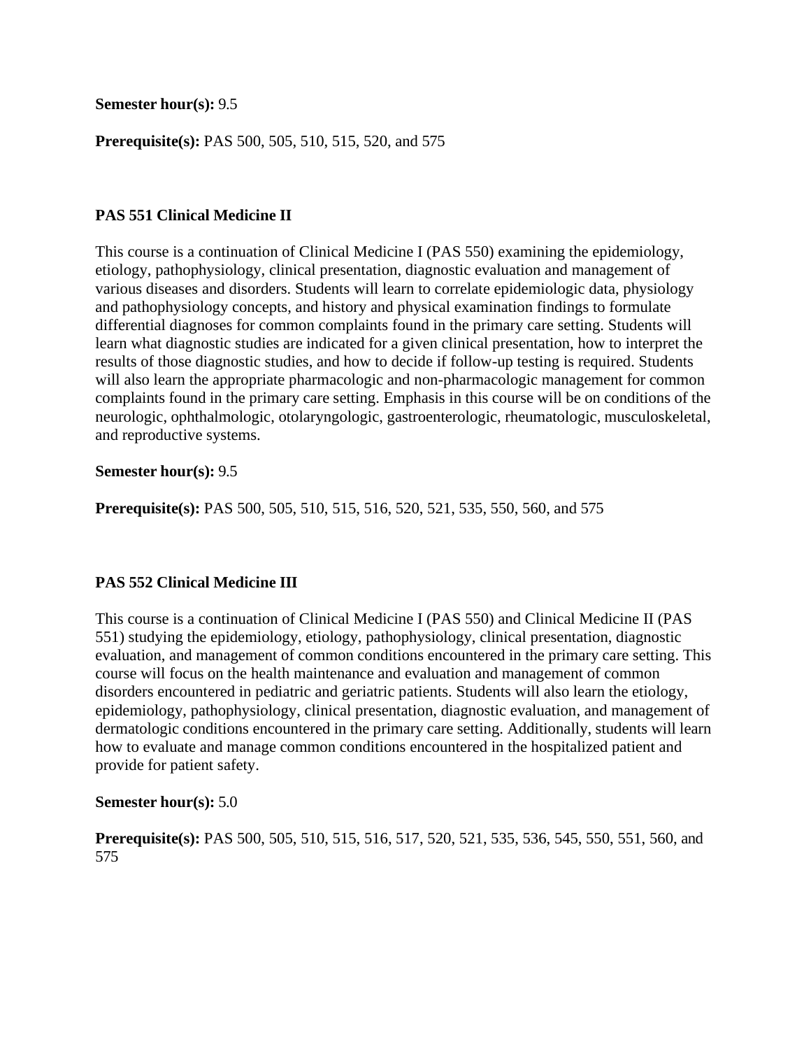**Semester hour(s):** 9.5

**Prerequisite(s):** PAS 500, 505, 510, 515, 520, and 575

**PAS 551 Clinical Medicine II**

This course is a continuation of Clinical Medicine I (PAS 550) examining the epidemiology, etiology, pathophysiology, clinical presentation, diagnostic evaluation and management of various diseases and disorders. Students will learn to correlate epidemiologic data, physiology and pathophysiology concepts, and history and physical examination findings to formulate differential diagnoses for common complaints found in the primary care setting. Students will learn what diagnostic studies are indicated for a given clinical presentation, how to interpret the results of those diagnostic studies, and how to decide if follow-up testing is required. Students will also learn the appropriate pharmacologic and non-pharmacologic management for common complaints found in the primary care setting. Emphasis in this course will be on conditions of the neurologic, ophthalmologic, otolaryngologic, gastroenterologic, rheumatologic, musculoskeletal, and reproductive systems.

**Semester hour(s):** 9.5

**Prerequisite(s):** PAS 500, 505, 510, 515, 516, 520, 521, 535, 550, 560, and 575

**PAS 552 Clinical Medicine III**

This course is a continuation of Clinical Medicine I (PAS 550) and Clinical Medicine II (PAS 551) studying the epidemiology, etiology, pathophysiology, clinical presentation, diagnostic evaluation, and management of common conditions encountered in the primary care setting. This course will focus on the health maintenance and evaluation and management of common disorders encountered in pediatric and geriatric patients. Students will also learn the etiology, epidemiology, pathophysiology, clinical presentation, diagnostic evaluation, and management of dermatologic conditions encountered in the primary care setting. Additionally, students will learn how to evaluate and manage common conditions encountered in the hospitalized patient and provide for patient safety.

**Semester hour(s):** 5.0

**Prerequisite(s):** PAS 500, 505, 510, 515, 516, 517, 520, 521, 535, 536, 545, 550, 551, 560, and 575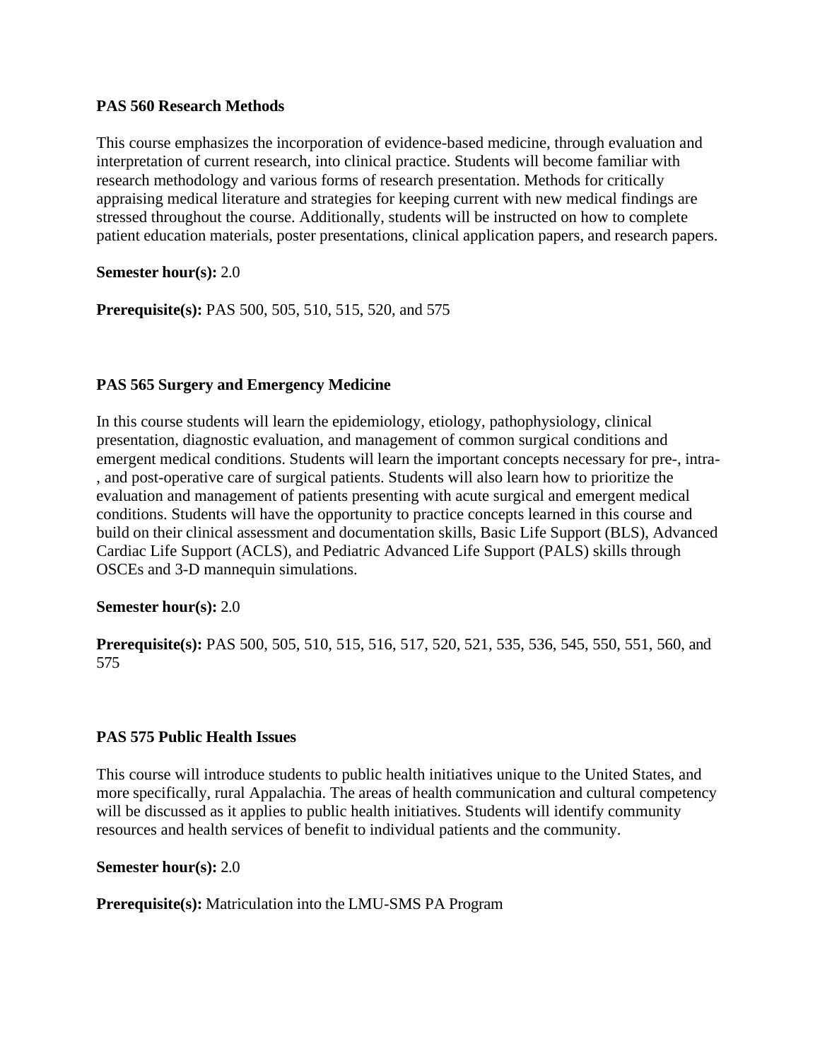**PAS 560 Research Methods**

This course emphasizes the incorporation of evidence-based medicine, through evaluation and interpretation of current research, into clinical practice. Students will become familiar with research methodology and various forms of research presentation. Methods for critically appraising medical literature and strategies for keeping current with new medical findings are stressed throughout the course. Additionally, students will be instructed on how to complete patient education materials, poster presentations, clinical application papers, and research papers.

**Semester hour(s):** 2.0

**Prerequisite(s):** PAS 500, 505, 510, 515, 520, and 575

**PAS 565 Surgery and Emergency Medicine**

In this course students will learn the epidemiology, etiology, pathophysiology, clinical presentation, diagnostic evaluation, and management of common surgical conditions and emergent medical conditions. Students will learn the important concepts necessary for pre-, intra-, and post-operative care of surgical patients. Students will also learn how to prioritize the evaluation and management of patients presenting with acute surgical and emergent medical conditions. Students will have the opportunity to practice concepts learned in this course and build on their clinical assessment and documentation skills, Basic Life Support (BLS), Advanced Cardiac Life Support (ACLS), and Pediatric Advanced Life Support (PALS) skills through OSCEs and 3-D mannequin simulations.

**Semester hour(s):** 2.0

**Prerequisite(s):** PAS 500, 505, 510, 515, 516, 517, 520, 521, 535, 536, 545, 550, 551, 560, and 575

**PAS 575 Public Health Issues**

This course will introduce students to public health initiatives unique to the United States, and more specifically, rural Appalachia. The areas of health communication and cultural competency will be discussed as it applies to public health initiatives. Students will identify community resources and health services of benefit to individual patients and the community.

**Semester hour(s):** 2.0

**Prerequisite(s):** Matriculation into the LMU-SMS PA Program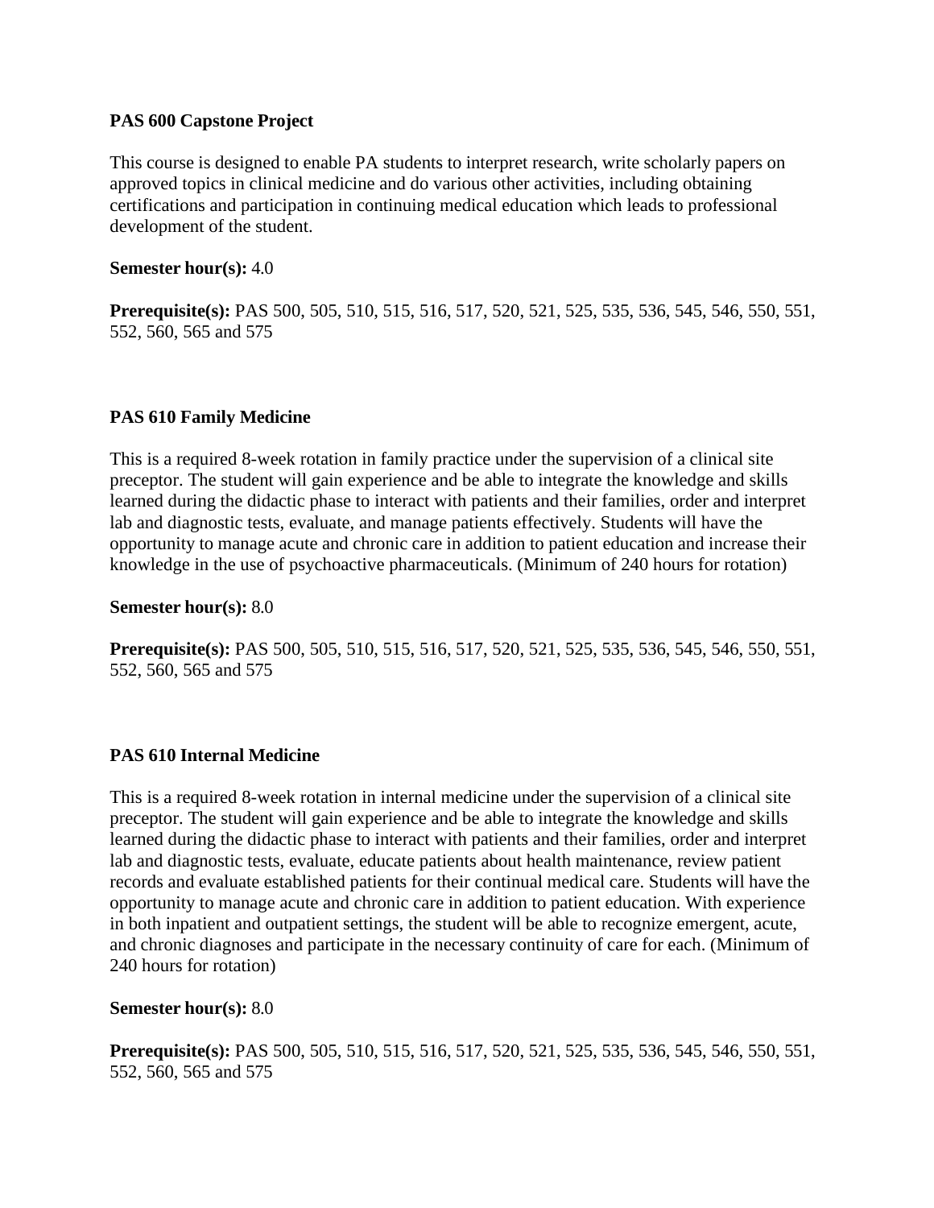**PAS 600 Capstone Project**

This course is designed to enable PA students to interpret research, write scholarly papers on approved topics in clinical medicine and do various other activities, including obtaining certifications and participation in continuing medical education which leads to professional development of the student.

**Semester hour(s):** 4.0

**Prerequisite(s):** PAS 500, 505, 510, 515, 516, 517, 520, 521, 525, 535, 536, 545, 546, 550, 551, 552, 560, 565 and 575

**PAS 610 Family Medicine**

This is a required 8-week rotation in family practice under the supervision of a clinical site preceptor. The student will gain experience and be able to integrate the knowledge and skills learned during the didactic phase to interact with patients and their families, order and interpret lab and diagnostic tests, evaluate, and manage patients effectively. Students will have the opportunity to manage acute and chronic care in addition to patient education and increase their knowledge in the use of psychoactive pharmaceuticals. (Minimum of 240 hours for rotation)

**Semester hour(s):** 8.0

**Prerequisite(s):** PAS 500, 505, 510, 515, 516, 517, 520, 521, 525, 535, 536, 545, 546, 550, 551, 552, 560, 565 and 575

**PAS 610 Internal Medicine**

This is a required 8-week rotation in internal medicine under the supervision of a clinical site preceptor. The student will gain experience and be able to integrate the knowledge and skills learned during the didactic phase to interact with patients and their families, order and interpret lab and diagnostic tests, evaluate, educate patients about health maintenance, review patient records and evaluate established patients for their continual medical care. Students will have the opportunity to manage acute and chronic care in addition to patient education. With experience in both inpatient and outpatient settings, the student will be able to recognize emergent, acute, and chronic diagnoses and participate in the necessary continuity of care for each. (Minimum of 240 hours for rotation)

**Semester hour(s):** 8.0

**Prerequisite(s):** PAS 500, 505, 510, 515, 516, 517, 520, 521, 525, 535, 536, 545, 546, 550, 551, 552, 560, 565 and 575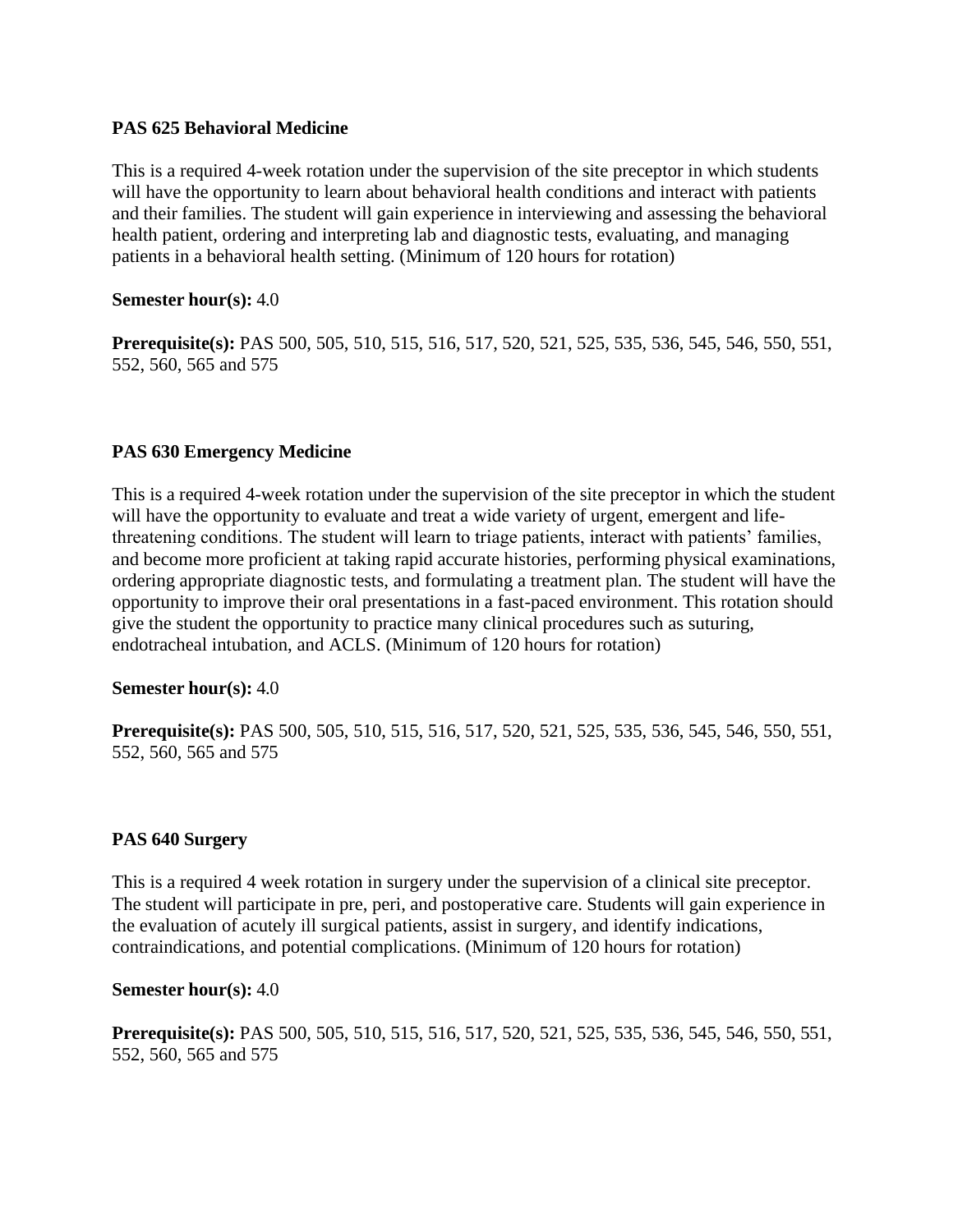**PAS 625 Behavioral Medicine**

This is a required 4-week rotation under the supervision of the site preceptor in which students will have the opportunity to learn about behavioral health conditions and interact with patients and their families. The student will gain experience in interviewing and assessing the behavioral health patient, ordering and interpreting lab and diagnostic tests, evaluating, and managing patients in a behavioral health setting. (Minimum of 120 hours for rotation)

**Semester hour(s):** 4.0

**Prerequisite(s):** PAS 500, 505, 510, 515, 516, 517, 520, 521, 525, 535, 536, 545, 546, 550, 551, 552, 560, 565 and 575

**PAS 630 Emergency Medicine**

This is a required 4-week rotation under the supervision of the site preceptor in which the student will have the opportunity to evaluate and treat a wide variety of urgent, emergent and life-threatening conditions. The student will learn to triage patients, interact with patients' families, and become more proficient at taking rapid accurate histories, performing physical examinations, ordering appropriate diagnostic tests, and formulating a treatment plan. The student will have the opportunity to improve their oral presentations in a fast-paced environment. This rotation should give the student the opportunity to practice many clinical procedures such as suturing, endotracheal intubation, and ACLS. (Minimum of 120 hours for rotation)

**Semester hour(s):** 4.0

**Prerequisite(s):** PAS 500, 505, 510, 515, 516, 517, 520, 521, 525, 535, 536, 545, 546, 550, 551, 552, 560, 565 and 575

**PAS 640 Surgery**

This is a required 4 week rotation in surgery under the supervision of a clinical site preceptor. The student will participate in pre, peri, and postoperative care. Students will gain experience in the evaluation of acutely ill surgical patients, assist in surgery, and identify indications, contraindications, and potential complications. (Minimum of 120 hours for rotation)

**Semester hour(s):** 4.0

**Prerequisite(s):** PAS 500, 505, 510, 515, 516, 517, 520, 521, 525, 535, 536, 545, 546, 550, 551, 552, 560, 565 and 575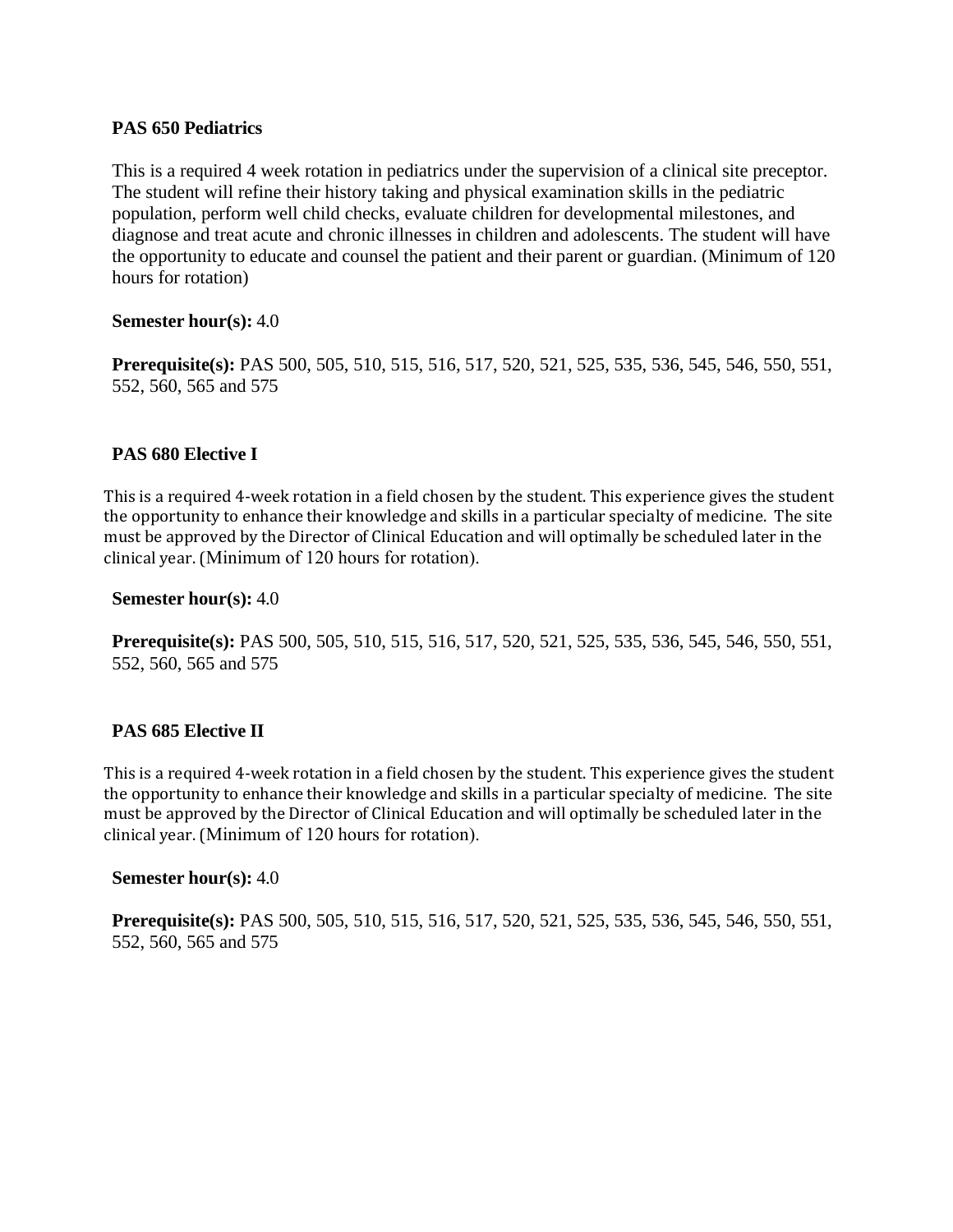**PAS 650 Pediatrics**

This is a required 4 week rotation in pediatrics under the supervision of a clinical site preceptor. The student will refine their history taking and physical examination skills in the pediatric population, perform well child checks, evaluate children for developmental milestones, and diagnose and treat acute and chronic illnesses in children and adolescents. The student will have the opportunity to educate and counsel the patient and their parent or guardian. (Minimum of 120 hours for rotation)

**Semester hour(s):** 4.0

**Prerequisite(s):** PAS 500, 505, 510, 515, 516, 517, 520, 521, 525, 535, 536, 545, 546, 550, 551, 552, 560, 565 and 575

**PAS 680 Elective I**

This is a required 4-week rotation in a field chosen by the student. This experience gives the student the opportunity to enhance their knowledge and skills in a particular specialty of medicine. The site must be approved by the Director of Clinical Education and will optimally be scheduled later in the clinical year. (Minimum of 120 hours for rotation).

**Semester hour(s):** 4.0

**Prerequisite(s):** PAS 500, 505, 510, 515, 516, 517, 520, 521, 525, 535, 536, 545, 546, 550, 551, 552, 560, 565 and 575

**PAS 685 Elective II**

This is a required 4-week rotation in a field chosen by the student. This experience gives the student the opportunity to enhance their knowledge and skills in a particular specialty of medicine. The site must be approved by the Director of Clinical Education and will optimally be scheduled later in the clinical year. (Minimum of 120 hours for rotation).

**Semester hour(s):** 4.0

**Prerequisite(s):** PAS 500, 505, 510, 515, 516, 517, 520, 521, 525, 535, 536, 545, 546, 550, 551, 552, 560, 565 and 575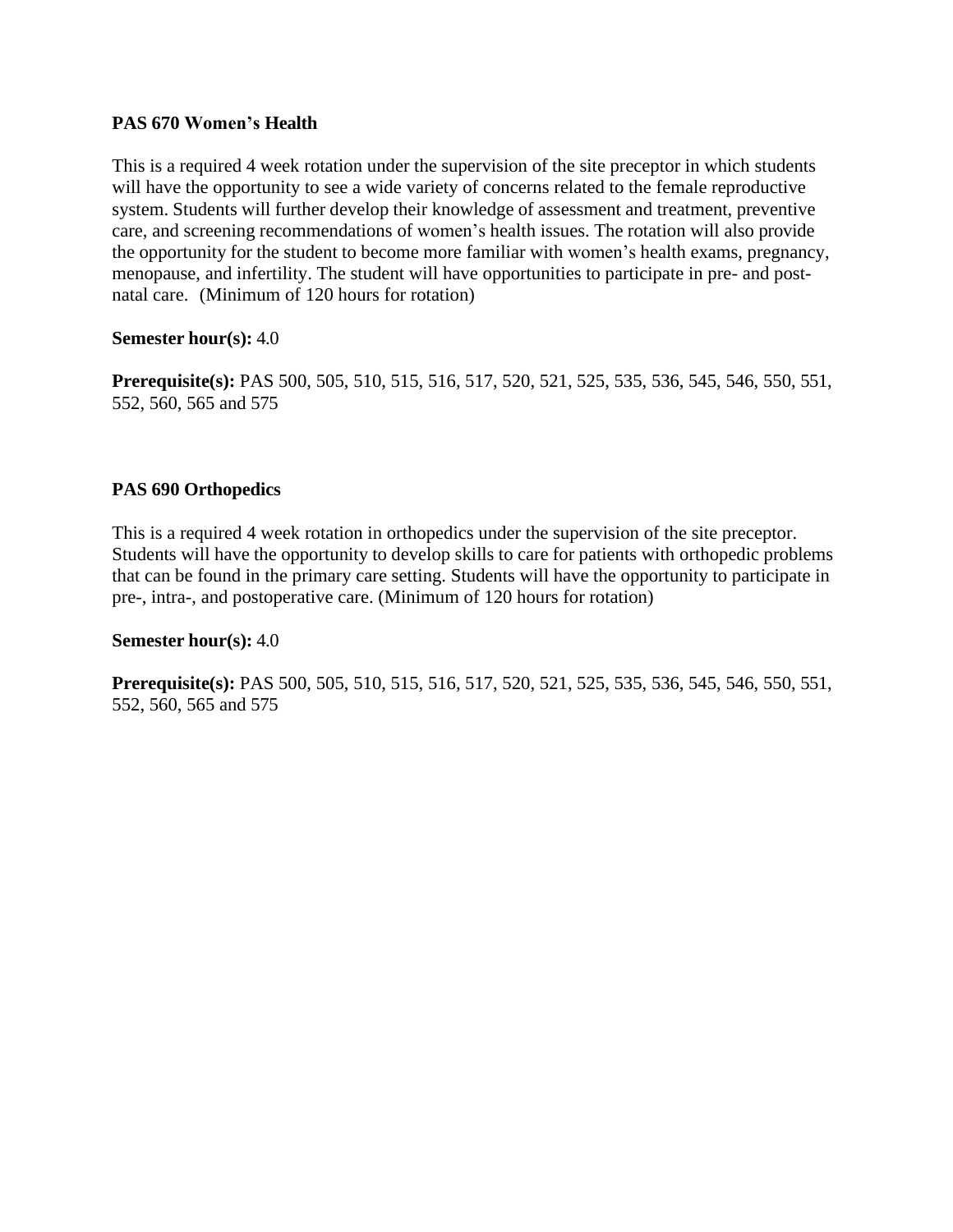**PAS 670 Women's Health**

This is a required 4 week rotation under the supervision of the site preceptor in which students will have the opportunity to see a wide variety of concerns related to the female reproductive system. Students will further develop their knowledge of assessment and treatment, preventive care, and screening recommendations of women's health issues. The rotation will also provide the opportunity for the student to become more familiar with women's health exams, pregnancy, menopause, and infertility. The student will have opportunities to participate in pre- and post-natal care. (Minimum of 120 hours for rotation)

**Semester hour(s):** 4.0

**Prerequisite(s):** PAS 500, 505, 510, 515, 516, 517, 520, 521, 525, 535, 536, 545, 546, 550, 551, 552, 560, 565 and 575

**PAS 690 Orthopedics**

This is a required 4 week rotation in orthopedics under the supervision of the site preceptor. Students will have the opportunity to develop skills to care for patients with orthopedic problems that can be found in the primary care setting. Students will have the opportunity to participate in pre-, intra-, and postoperative care. (Minimum of 120 hours for rotation)

**Semester hour(s):** 4.0

**Prerequisite(s):** PAS 500, 505, 510, 515, 516, 517, 520, 521, 525, 535, 536, 545, 546, 550, 551, 552, 560, 565 and 575